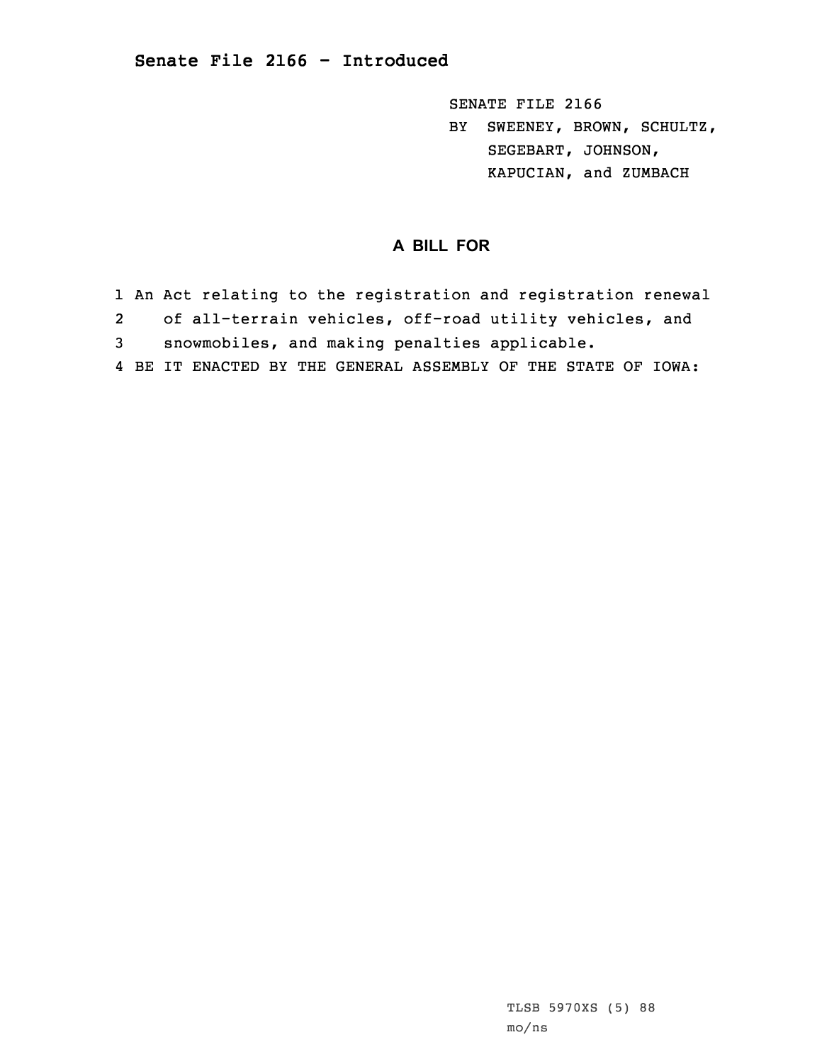**Senate File 2166 - Introduced**

SENATE FILE 2166
BY SWEENEY, BROWN, SCHULTZ,
SEGEBART, JOHNSON,
KAPUCIAN, and ZUMBACH

## A BILL FOR

1 An Act relating to the registration and registration renewal
2 of all-terrain vehicles, off-road utility vehicles, and
3 snowmobiles, and making penalties applicable.
4 BE IT ENACTED BY THE GENERAL ASSEMBLY OF THE STATE OF IOWA:

TLSB 5970XS (5) 88
mo/ns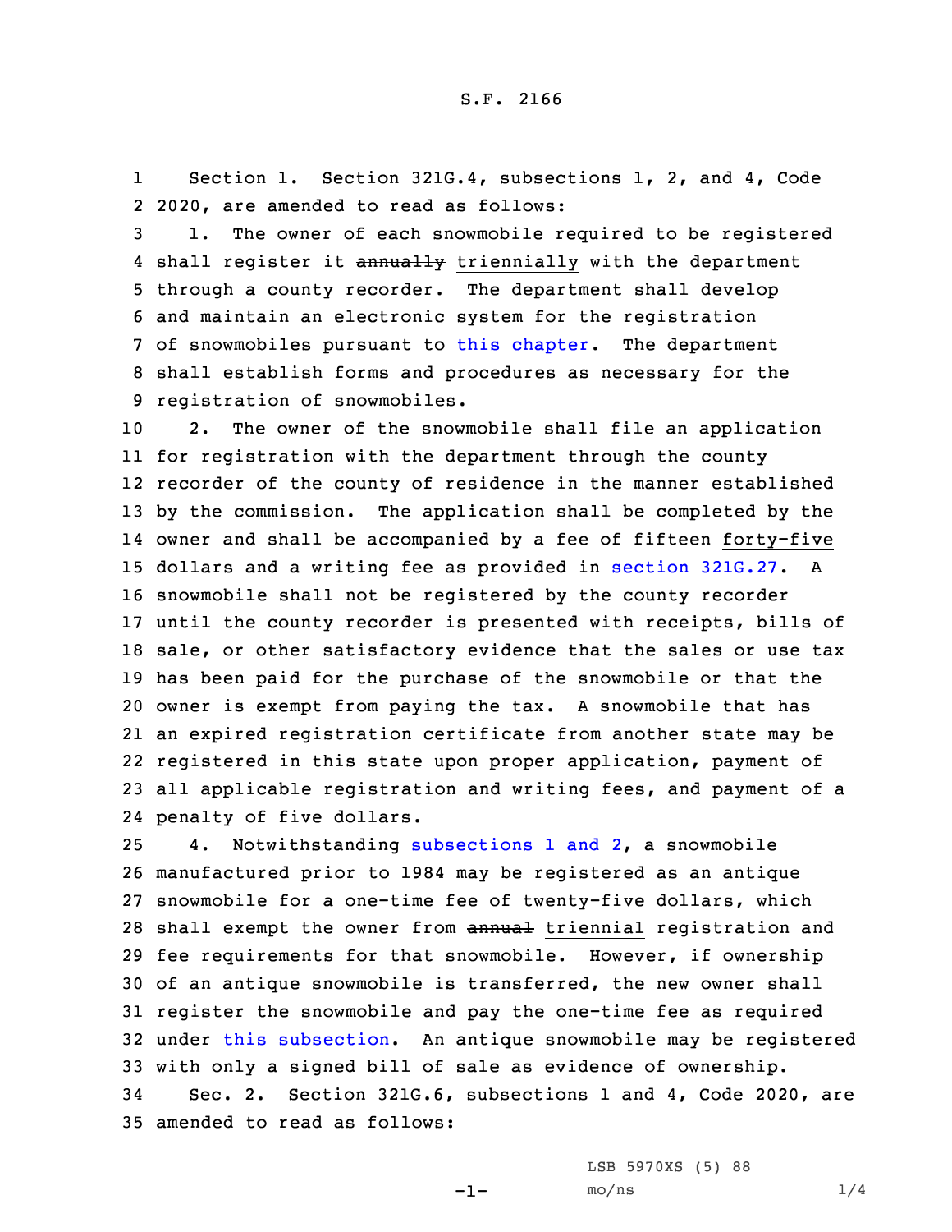Section 1. Section 321G.4, subsections 1, 2, and 4, Code 2020, are amended to read as follows:

1. The owner of each snowmobile required to be registered shall register it ~~annually~~ triennially with the department through a county recorder. The department shall develop and maintain an electronic system for the registration of snowmobiles pursuant to this chapter. The department shall establish forms and procedures as necessary for the registration of snowmobiles.

2. The owner of the snowmobile shall file an application for registration with the department through the county recorder of the county of residence in the manner established by the commission. The application shall be completed by the owner and shall be accompanied by a fee of ~~fifteen~~ forty-five dollars and a writing fee as provided in section 321G.27. A snowmobile shall not be registered by the county recorder until the county recorder is presented with receipts, bills of sale, or other satisfactory evidence that the sales or use tax has been paid for the purchase of the snowmobile or that the owner is exempt from paying the tax. A snowmobile that has an expired registration certificate from another state may be registered in this state upon proper application, payment of all applicable registration and writing fees, and payment of a penalty of five dollars.

4. Notwithstanding subsections 1 and 2, a snowmobile manufactured prior to 1984 may be registered as an antique snowmobile for a one-time fee of twenty-five dollars, which shall exempt the owner from ~~annual~~ triennial registration and fee requirements for that snowmobile. However, if ownership of an antique snowmobile is transferred, the new owner shall register the snowmobile and pay the one-time fee as required under this subsection. An antique snowmobile may be registered with only a signed bill of sale as evidence of ownership.

Sec. 2. Section 321G.6, subsections 1 and 4, Code 2020, are amended to read as follows: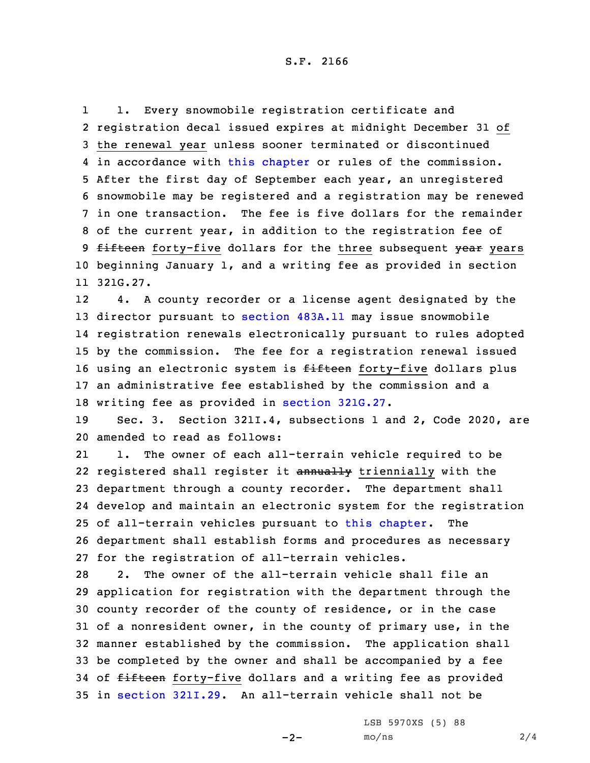1. Every snowmobile registration certificate and registration decal issued expires at midnight December 31 of the renewal year unless sooner terminated or discontinued in accordance with this chapter or rules of the commission. After the first day of September each year, an unregistered snowmobile may be registered and a registration may be renewed in one transaction. The fee is five dollars for the remainder of the current year, in addition to the registration fee of ~~fifteen~~ forty-five dollars for the three subsequent ~~year~~ years beginning January 1, and a writing fee as provided in section 321G.27.

4. A county recorder or a license agent designated by the director pursuant to section 483A.11 may issue snowmobile registration renewals electronically pursuant to rules adopted by the commission. The fee for a registration renewal issued using an electronic system is ~~fifteen~~ forty-five dollars plus an administrative fee established by the commission and a writing fee as provided in section 321G.27.

Sec. 3. Section 321I.4, subsections 1 and 2, Code 2020, are amended to read as follows:

1. The owner of each all-terrain vehicle required to be registered shall register it ~~annually~~ triennially with the department through a county recorder. The department shall develop and maintain an electronic system for the registration of all-terrain vehicles pursuant to this chapter. The department shall establish forms and procedures as necessary for the registration of all-terrain vehicles.

2. The owner of the all-terrain vehicle shall file an application for registration with the department through the county recorder of the county of residence, or in the case of a nonresident owner, in the county of primary use, in the manner established by the commission. The application shall be completed by the owner and shall be accompanied by a fee of ~~fifteen~~ forty-five dollars and a writing fee as provided in section 321I.29. An all-terrain vehicle shall not be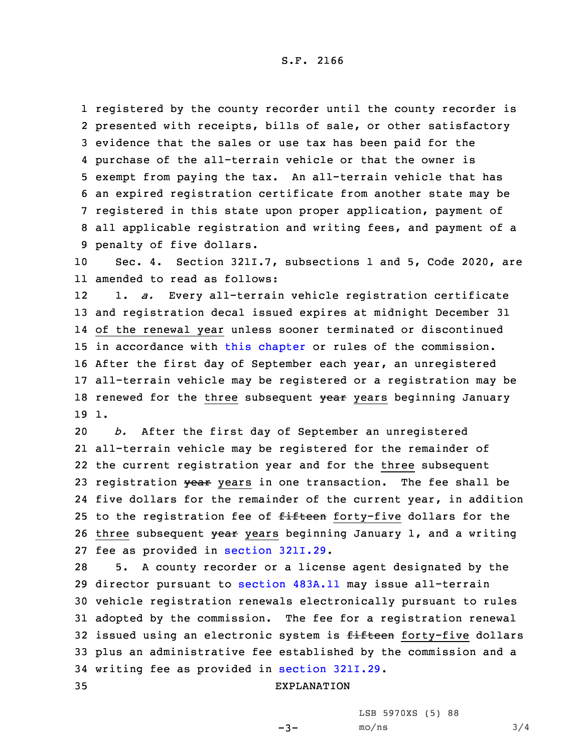registered by the county recorder until the county recorder is presented with receipts, bills of sale, or other satisfactory evidence that the sales or use tax has been paid for the purchase of the all-terrain vehicle or that the owner is exempt from paying the tax. An all-terrain vehicle that has an expired registration certificate from another state may be registered in this state upon proper application, payment of all applicable registration and writing fees, and payment of a penalty of five dollars.

Sec. 4. Section 321I.7, subsections 1 and 5, Code 2020, are amended to read as follows:

1. *a.* Every all-terrain vehicle registration certificate and registration decal issued expires at midnight December 31 <u>of the renewal year</u> unless sooner terminated or discontinued in accordance with this chapter or rules of the commission. After the first day of September each year, an unregistered all-terrain vehicle may be registered or a registration may be renewed for the <u>three</u> subsequent ~~year~~ <u>years</u> beginning January 1.

*b.* After the first day of September an unregistered all-terrain vehicle may be registered for the remainder of the current registration year and for the <u>three</u> subsequent registration ~~year~~ <u>years</u> in one transaction. The fee shall be five dollars for the remainder of the current year, in addition to the registration fee of ~~fifteen~~ <u>forty-five</u> dollars for the <u>three</u> subsequent ~~year~~ <u>years</u> beginning January 1, and a writing fee as provided in section 321I.29.

5. A county recorder or a license agent designated by the director pursuant to section 483A.11 may issue all-terrain vehicle registration renewals electronically pursuant to rules adopted by the commission. The fee for a registration renewal issued using an electronic system is ~~fifteen~~ <u>forty-five</u> dollars plus an administrative fee established by the commission and a writing fee as provided in section 321I.29.

EXPLANATION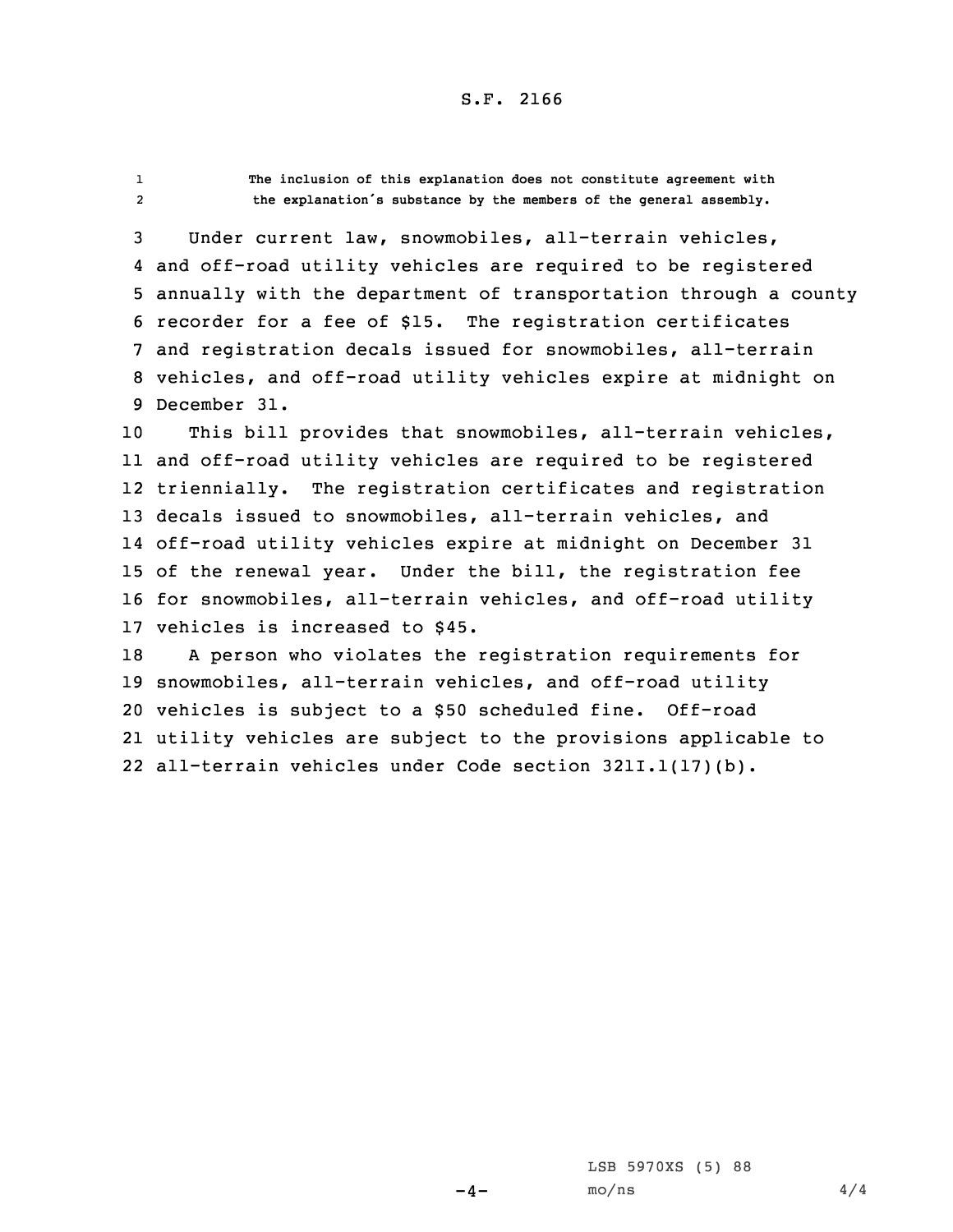The inclusion of this explanation does not constitute agreement with the explanation's substance by the members of the general assembly.

Under current law, snowmobiles, all-terrain vehicles, and off-road utility vehicles are required to be registered annually with the department of transportation through a county recorder for a fee of $15. The registration certificates and registration decals issued for snowmobiles, all-terrain vehicles, and off-road utility vehicles expire at midnight on December 31.

This bill provides that snowmobiles, all-terrain vehicles, and off-road utility vehicles are required to be registered triennially. The registration certificates and registration decals issued to snowmobiles, all-terrain vehicles, and off-road utility vehicles expire at midnight on December 31 of the renewal year. Under the bill, the registration fee for snowmobiles, all-terrain vehicles, and off-road utility vehicles is increased to $45.

A person who violates the registration requirements for snowmobiles, all-terrain vehicles, and off-road utility vehicles is subject to a $50 scheduled fine. Off-road utility vehicles are subject to the provisions applicable to all-terrain vehicles under Code section 321I.1(17)(b).

LSB 5970XS (5) 88

mo/ns